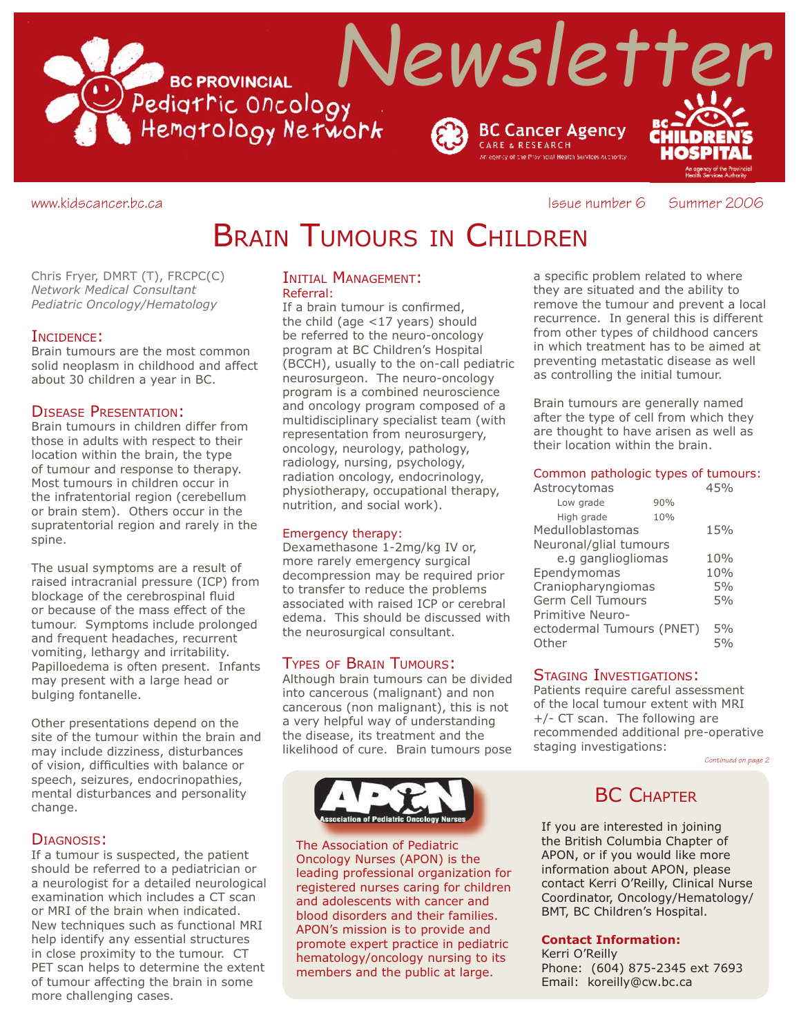# Newsletter

BC PROVINCIAL Pediatric Oncology Hematology Network

BC Cancer Agency CARE & RESEARCH — An agency of the Provincial Health Services Authority

BC Children's Hospital — An agency of the Provincial Health Services Authority

www.kidscancer.bc.ca

Issue number 6 Summer 2006

# Brain Tumours in Children

Chris Fryer, DMRT (T), FRCPC(C)
*Network Medical Consultant*
*Pediatric Oncology/Hematology*

## Incidence:

Brain tumours are the most common solid neoplasm in childhood and affect about 30 children a year in BC.

## Disease Presentation:

Brain tumours in children differ from those in adults with respect to their location within the brain, the type of tumour and response to therapy. Most tumours in children occur in the infratentorial region (cerebellum or brain stem). Others occur in the supratentorial region and rarely in the spine.

The usual symptoms are a result of raised intracranial pressure (ICP) from blockage of the cerebrospinal fluid or because of the mass effect of the tumour. Symptoms include prolonged and frequent headaches, recurrent vomiting, lethargy and irritability. Papilloedema is often present. Infants may present with a large head or bulging fontanelle.

Other presentations depend on the site of the tumour within the brain and may include dizziness, disturbances of vision, difficulties with balance or speech, seizures, endocrinopathies, mental disturbances and personality change.

## Diagnosis:

If a tumour is suspected, the patient should be referred to a pediatrician or a neurologist for a detailed neurological examination which includes a CT scan or MRI of the brain when indicated. New techniques such as functional MRI help identify any essential structures in close proximity to the tumour. CT PET scan helps to determine the extent of tumour affecting the brain in some more challenging cases.

## Initial Management:

### Referral:

If a brain tumour is confirmed, the child (age <17 years) should be referred to the neuro-oncology program at BC Children's Hospital (BCCH), usually to the on-call pediatric neurosurgeon. The neuro-oncology program is a combined neuroscience and oncology program composed of a multidisciplinary specialist team (with representation from neurosurgery, oncology, neurology, pathology, radiology, nursing, psychology, radiation oncology, endocrinology, physiotherapy, occupational therapy, nutrition, and social work).

### Emergency therapy:

Dexamethasone 1-2mg/kg IV or, more rarely emergency surgical decompression may be required prior to transfer to reduce the problems associated with raised ICP or cerebral edema. This should be discussed with the neurosurgical consultant.

## Types of Brain Tumours:

Although brain tumours can be divided into cancerous (malignant) and non cancerous (non malignant), this is not a very helpful way of understanding the disease, its treatment and the likelihood of cure. Brain tumours pose a specific problem related to where they are situated and the ability to remove the tumour and prevent a local recurrence. In general this is different from other types of childhood cancers in which treatment has to be aimed at preventing metastatic disease as well as controlling the initial tumour.

Brain tumours are generally named after the type of cell from which they are thought to have arisen as well as their location within the brain.

### Common pathologic types of tumours:

| Type | | % |
|---|---|---|
| Astrocytomas | | 45% |
| Low grade | 90% | |
| High grade | 10% | |
| Medulloblastomas | | 15% |
| Neuronal/glial tumours e.g ganglioglioma | | 10% |
| Ependymomas | | 10% |
| Craniopharyngiomas | | 5% |
| Germ Cell Tumours | | 5% |
| Primitive Neuro-ectodermal Tumours (PNET) | | 5% |
| Other | | 5% |

## Staging Investigations:

Patients require careful assessment of the local tumour extent with MRI +/- CT scan. The following are recommended additional pre-operative staging investigations:

*Continued on page 2*

---

APON — Association of Pediatric Oncology Nurses

The Association of Pediatric Oncology Nurses (APON) is the leading professional organization for registered nurses caring for children and adolescents with cancer and blood disorders and their families. APON's mission is to provide and promote expert practice in pediatric hematology/oncology nursing to its members and the public at large.

## BC Chapter

If you are interested in joining the British Columbia Chapter of APON, or if you would like more information about APON, please contact Kerri O'Reilly, Clinical Nurse Coordinator, Oncology/Hematology/BMT, BC Children's Hospital.

**Contact Information:**
Kerri O'Reilly
Phone: (604) 875-2345 ext 7693
Email: koreilly@cw.bc.ca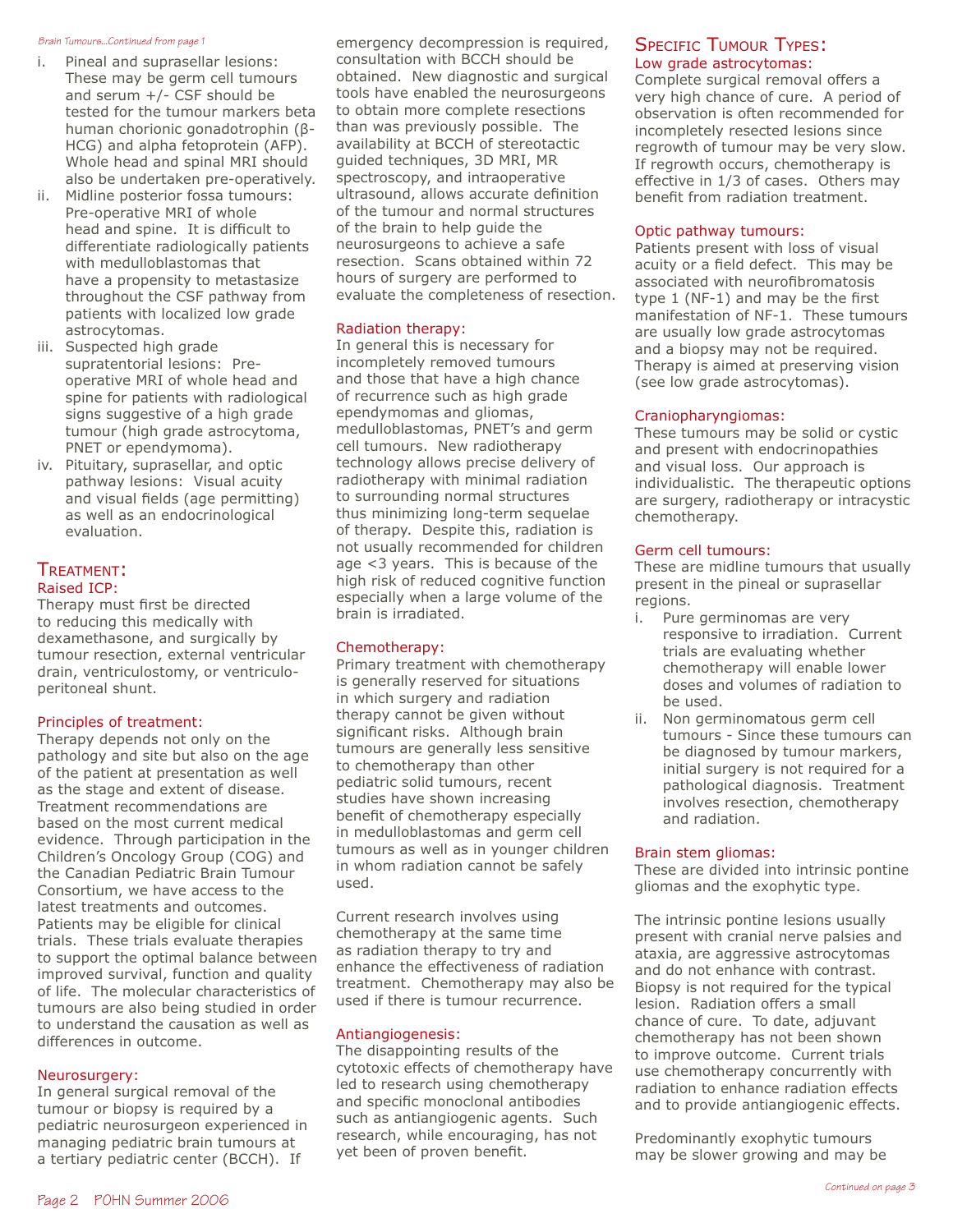*Brain Tumours...Continued from page 1*

i. Pineal and suprasellar lesions: These may be germ cell tumours and serum +/- CSF should be tested for the tumour markers beta human chorionic gonadotrophin (β-HCG) and alpha fetoprotein (AFP). Whole head and spinal MRI should also be undertaken pre-operatively.
ii. Midline posterior fossa tumours: Pre-operative MRI of whole head and spine. It is difficult to differentiate radiologically patients with medulloblastomas that have a propensity to metastasize throughout the CSF pathway from patients with localized low grade astrocytomas.
iii. Suspected high grade supratentorial lesions: Pre-operative MRI of whole head and spine for patients with radiological signs suggestive of a high grade tumour (high grade astrocytoma, PNET or ependymoma).
iv. Pituitary, suprasellar, and optic pathway lesions: Visual acuity and visual fields (age permitting) as well as an endocrinological evaluation.

## Treatment:

### Raised ICP:

Therapy must first be directed to reducing this medically with dexamethasone, and surgically by tumour resection, external ventricular drain, ventriculostomy, or ventriculo-peritoneal shunt.

### Principles of treatment:

Therapy depends not only on the pathology and site but also on the age of the patient at presentation as well as the stage and extent of disease. Treatment recommendations are based on the most current medical evidence. Through participation in the Children's Oncology Group (COG) and the Canadian Pediatric Brain Tumour Consortium, we have access to the latest treatments and outcomes. Patients may be eligible for clinical trials. These trials evaluate therapies to support the optimal balance between improved survival, function and quality of life. The molecular characteristics of tumours are also being studied in order to understand the causation as well as differences in outcome.

### Neurosurgery:

In general surgical removal of the tumour or biopsy is required by a pediatric neurosurgeon experienced in managing pediatric brain tumours at a tertiary pediatric center (BCCH). If emergency decompression is required, consultation with BCCH should be obtained. New diagnostic and surgical tools have enabled the neurosurgeons to obtain more complete resections than was previously possible. The availability at BCCH of stereotactic guided techniques, 3D MRI, MR spectroscopy, and intraoperative ultrasound, allows accurate definition of the tumour and normal structures of the brain to help guide the neurosurgeons to achieve a safe resection. Scans obtained within 72 hours of surgery are performed to evaluate the completeness of resection.

### Radiation therapy:

In general this is necessary for incompletely removed tumours and those that have a high chance of recurrence such as high grade ependymomas and gliomas, medulloblastomas, PNET's and germ cell tumours. New radiotherapy technology allows precise delivery of radiotherapy with minimal radiation to surrounding normal structures thus minimizing long-term sequelae of therapy. Despite this, radiation is not usually recommended for children age <3 years. This is because of the high risk of reduced cognitive function especially when a large volume of the brain is irradiated.

### Chemotherapy:

Primary treatment with chemotherapy is generally reserved for situations in which surgery and radiation therapy cannot be given without significant risks. Although brain tumours are generally less sensitive to chemotherapy than other pediatric solid tumours, recent studies have shown increasing benefit of chemotherapy especially in medulloblastomas and germ cell tumours as well as in younger children in whom radiation cannot be safely used.

Current research involves using chemotherapy at the same time as radiation therapy to try and enhance the effectiveness of radiation treatment. Chemotherapy may also be used if there is tumour recurrence.

### Antiangiogenesis:

The disappointing results of the cytotoxic effects of chemotherapy have led to research using chemotherapy and specific monoclonal antibodies such as antiangiogenic agents. Such research, while encouraging, has not yet been of proven benefit.

## Specific Tumour Types:

### Low grade astrocytomas:

Complete surgical removal offers a very high chance of cure. A period of observation is often recommended for incompletely resected lesions since regrowth of tumour may be very slow. If regrowth occurs, chemotherapy is effective in 1/3 of cases. Others may benefit from radiation treatment.

### Optic pathway tumours:

Patients present with loss of visual acuity or a field defect. This may be associated with neurofibromatosis type 1 (NF-1) and may be the first manifestation of NF-1. These tumours are usually low grade astrocytomas and a biopsy may not be required. Therapy is aimed at preserving vision (see low grade astrocytomas).

### Craniopharyngiomas:

These tumours may be solid or cystic and present with endocrinopathies and visual loss. Our approach is individualistic. The therapeutic options are surgery, radiotherapy or intracystic chemotherapy.

### Germ cell tumours:

These are midline tumours that usually present in the pineal or suprasellar regions.

i. Pure germinomas are very responsive to irradiation. Current trials are evaluating whether chemotherapy will enable lower doses and volumes of radiation to be used.
ii. Non germinomatous germ cell tumours - Since these tumours can be diagnosed by tumour markers, initial surgery is not required for a pathological diagnosis. Treatment involves resection, chemotherapy and radiation.

### Brain stem gliomas:

These are divided into intrinsic pontine gliomas and the exophytic type.

The intrinsic pontine lesions usually present with cranial nerve palsies and ataxia, are aggressive astrocytomas and do not enhance with contrast. Biopsy is not required for the typical lesion. Radiation offers a small chance of cure. To date, adjuvant chemotherapy has not been shown to improve outcome. Current trials use chemotherapy concurrently with radiation to enhance radiation effects and to provide antiangiogenic effects.

Predominantly exophytic tumours may be slower growing and may be

*Continued on page 3*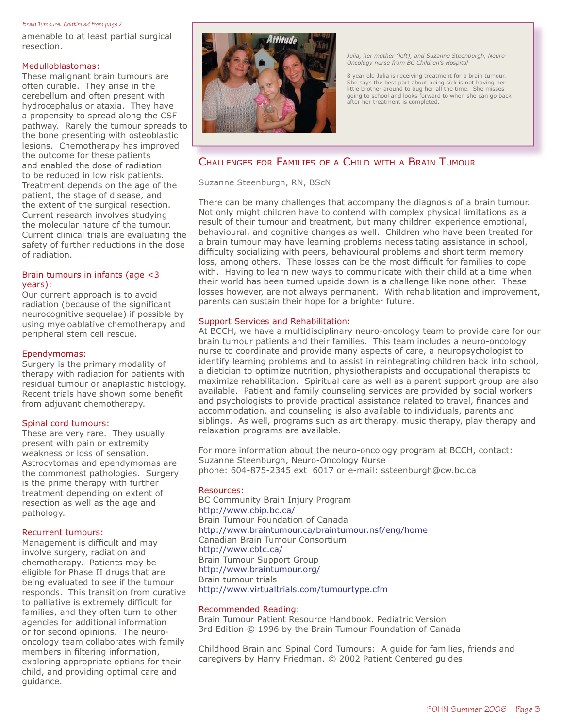*Brain Tumours...Continued from page 2*

amenable to at least partial surgical resection.

### Medulloblastomas:

These malignant brain tumours are often curable. They arise in the cerebellum and often present with hydrocephalus or ataxia. They have a propensity to spread along the CSF pathway. Rarely the tumour spreads to the bone presenting with osteoblastic lesions. Chemotherapy has improved the outcome for these patients and enabled the dose of radiation to be reduced in low risk patients. Treatment depends on the age of the patient, the stage of disease, and the extent of the surgical resection. Current research involves studying the molecular nature of the tumour. Current clinical trials are evaluating the safety of further reductions in the dose of radiation.

### Brain tumours in infants (age <3 years):

Our current approach is to avoid radiation (because of the significant neurocognitive sequelae) if possible by using myeloablative chemotherapy and peripheral stem cell rescue.

### Ependymomas:

Surgery is the primary modality of therapy with radiation for patients with residual tumour or anaplastic histology. Recent trials have shown some benefit from adjuvant chemotherapy.

### Spinal cord tumours:

These are very rare. They usually present with pain or extremity weakness or loss of sensation. Astrocytomas and ependymomas are the commonest pathologies. Surgery is the prime therapy with further treatment depending on extent of resection as well as the age and pathology.

### Recurrent tumours:

Management is difficult and may involve surgery, radiation and chemotherapy. Patients may be eligible for Phase II drugs that are being evaluated to see if the tumour responds. This transition from curative to palliative is extremely difficult for families, and they often turn to other agencies for additional information or for second opinions. The neuro-oncology team collaborates with family members in filtering information, exploring appropriate options for their child, and providing optimal care and guidance.

*Julia, her mother (left), and Suzanne Steenburgh, Neuro-Oncology nurse from BC Children's Hospital*

8 year old Julia is receiving treatment for a brain tumour. She says the best part about being sick is not having her little brother around to bug her all the time. She misses going to school and looks forward to when she can go back after her treatment is completed.

## Challenges for Families of a Child with a Brain Tumour

Suzanne Steenburgh, RN, BScN

There can be many challenges that accompany the diagnosis of a brain tumour. Not only might children have to contend with complex physical limitations as a result of their tumour and treatment, but many children experience emotional, behavioural, and cognitive changes as well. Children who have been treated for a brain tumour may have learning problems necessitating assistance in school, difficulty socializing with peers, behavioural problems and short term memory loss, among others. These losses can be the most difficult for families to cope with. Having to learn new ways to communicate with their child at a time when their world has been turned upside down is a challenge like none other. These losses however, are not always permanent. With rehabilitation and improvement, parents can sustain their hope for a brighter future.

### Support Services and Rehabilitation:

At BCCH, we have a multidisciplinary neuro-oncology team to provide care for our brain tumour patients and their families. This team includes a neuro-oncology nurse to coordinate and provide many aspects of care, a neuropsychologist to identify learning problems and to assist in reintegrating children back into school, a dietician to optimize nutrition, physiotherapists and occupational therapists to maximize rehabilitation. Spiritual care as well as a parent support group are also available. Patient and family counseling services are provided by social workers and psychologists to provide practical assistance related to travel, finances and accommodation, and counseling is also available to individuals, parents and siblings. As well, programs such as art therapy, music therapy, play therapy and relaxation programs are available.

For more information about the neuro-oncology program at BCCH, contact:
Suzanne Steenburgh, Neuro-Oncology Nurse
phone: 604-875-2345 ext 6017 or e-mail: ssteenburgh@cw.bc.ca

### Resources:

BC Community Brain Injury Program
http://www.cbip.bc.ca/
Brain Tumour Foundation of Canada
http://www.braintumour.ca/braintumour.nsf/eng/home
Canadian Brain Tumour Consortium
http://www.cbtc.ca/
Brain Tumour Support Group
http://www.braintumour.org/
Brain tumour trials
http://www.virtualtrials.com/tumourtype.cfm

### Recommended Reading:

Brain Tumour Patient Resource Handbook. Pediatric Version
3rd Edition © 1996 by the Brain Tumour Foundation of Canada

Childhood Brain and Spinal Cord Tumours: A guide for families, friends and caregivers by Harry Friedman. © 2002 Patient Centered guides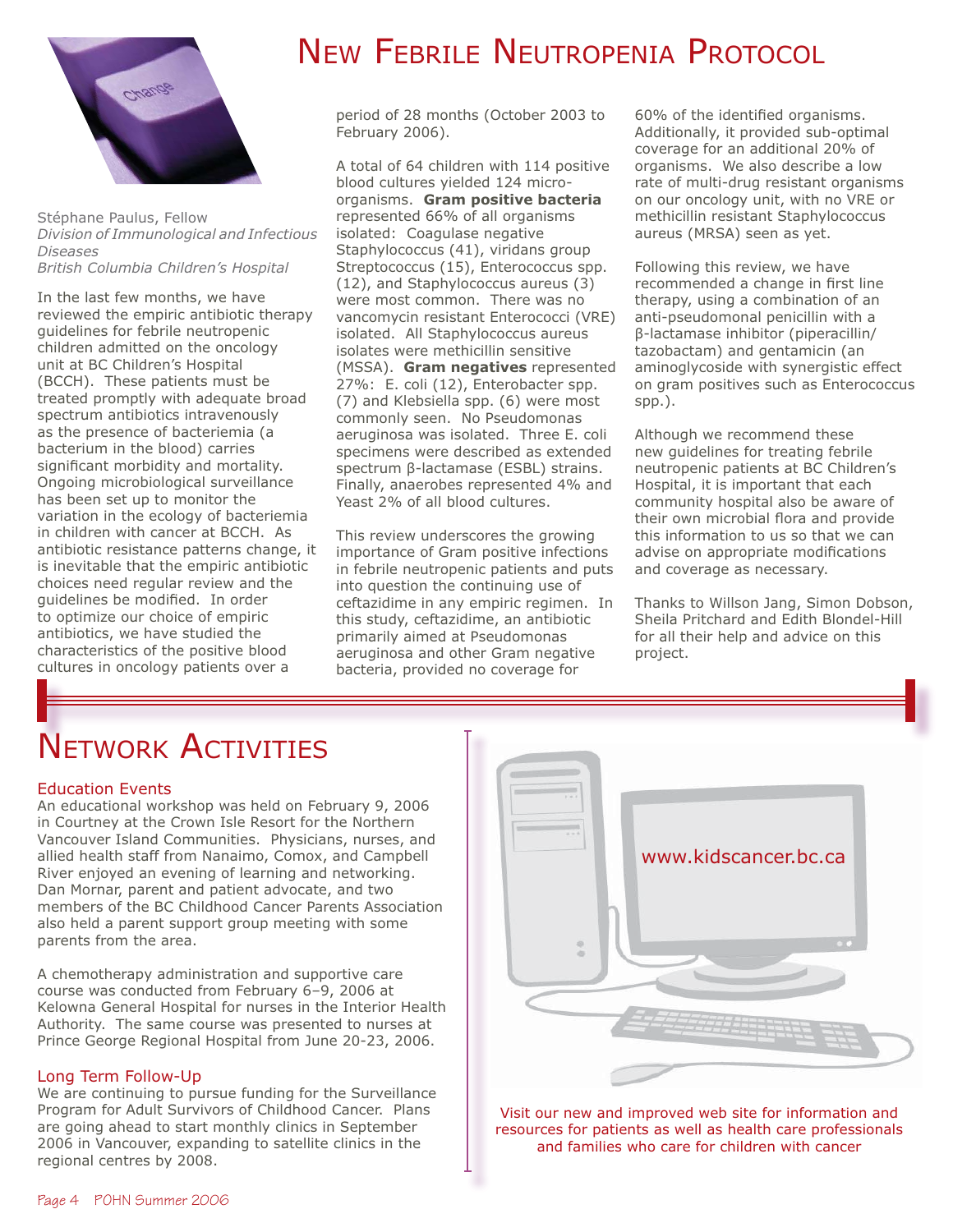# New Febrile Neutropenia Protocol

Stéphane Paulus, Fellow
*Division of Immunological and Infectious Diseases*
*British Columbia Children's Hospital*

In the last few months, we have reviewed the empiric antibiotic therapy guidelines for febrile neutropenic children admitted on the oncology unit at BC Children's Hospital (BCCH). These patients must be treated promptly with adequate broad spectrum antibiotics intravenously as the presence of bacteriemia (a bacterium in the blood) carries significant morbidity and mortality. Ongoing microbiological surveillance has been set up to monitor the variation in the ecology of bacteriemia in children with cancer at BCCH. As antibiotic resistance patterns change, it is inevitable that the empiric antibiotic choices need regular review and the guidelines be modified. In order to optimize our choice of empiric antibiotics, we have studied the characteristics of the positive blood cultures in oncology patients over a period of 28 months (October 2003 to February 2006).

A total of 64 children with 114 positive blood cultures yielded 124 micro-organisms. **Gram positive bacteria** represented 66% of all organisms isolated: Coagulase negative Staphylococcus (41), viridans group Streptococcus (15), Enterococcus spp. (12), and Staphylococcus aureus (3) were most common. There was no vancomycin resistant Enterococci (VRE) isolated. All Staphylococcus aureus isolates were methicillin sensitive (MSSA). **Gram negatives** represented 27%: E. coli (12), Enterobacter spp. (7) and Klebsiella spp. (6) were most commonly seen. No Pseudomonas aeruginosa was isolated. Three E. coli specimens were described as extended spectrum β-lactamase (ESBL) strains. Finally, anaerobes represented 4% and Yeast 2% of all blood cultures.

This review underscores the growing importance of Gram positive infections in febrile neutropenic patients and puts into question the continuing use of ceftazidime in any empiric regimen. In this study, ceftazidime, an antibiotic primarily aimed at Pseudomonas aeruginosa and other Gram negative bacteria, provided no coverage for 60% of the identified organisms. Additionally, it provided sub-optimal coverage for an additional 20% of organisms. We also describe a low rate of multi-drug resistant organisms on our oncology unit, with no VRE or methicillin resistant Staphylococcus aureus (MRSA) seen as yet.

Following this review, we have recommended a change in first line therapy, using a combination of an anti-pseudomonal penicillin with a β-lactamase inhibitor (piperacillin/ tazobactam) and gentamicin (an aminoglycoside with synergistic effect on gram positives such as Enterococcus spp.).

Although we recommend these new guidelines for treating febrile neutropenic patients at BC Children's Hospital, it is important that each community hospital also be aware of their own microbial flora and provide this information to us so that we can advise on appropriate modifications and coverage as necessary.

Thanks to Willson Jang, Simon Dobson, Sheila Pritchard and Edith Blondel-Hill for all their help and advice on this project.

# Network Activities

### Education Events

An educational workshop was held on February 9, 2006 in Courtney at the Crown Isle Resort for the Northern Vancouver Island Communities. Physicians, nurses, and allied health staff from Nanaimo, Comox, and Campbell River enjoyed an evening of learning and networking. Dan Mornar, parent and patient advocate, and two members of the BC Childhood Cancer Parents Association also held a parent support group meeting with some parents from the area.

A chemotherapy administration and supportive care course was conducted from February 6–9, 2006 at Kelowna General Hospital for nurses in the Interior Health Authority. The same course was presented to nurses at Prince George Regional Hospital from June 20-23, 2006.

### Long Term Follow-Up

We are continuing to pursue funding for the Surveillance Program for Adult Survivors of Childhood Cancer. Plans are going ahead to start monthly clinics in September 2006 in Vancouver, expanding to satellite clinics in the regional centres by 2008.

www.kidscancer.bc.ca

Visit our new and improved web site for information and resources for patients as well as health care professionals and families who care for children with cancer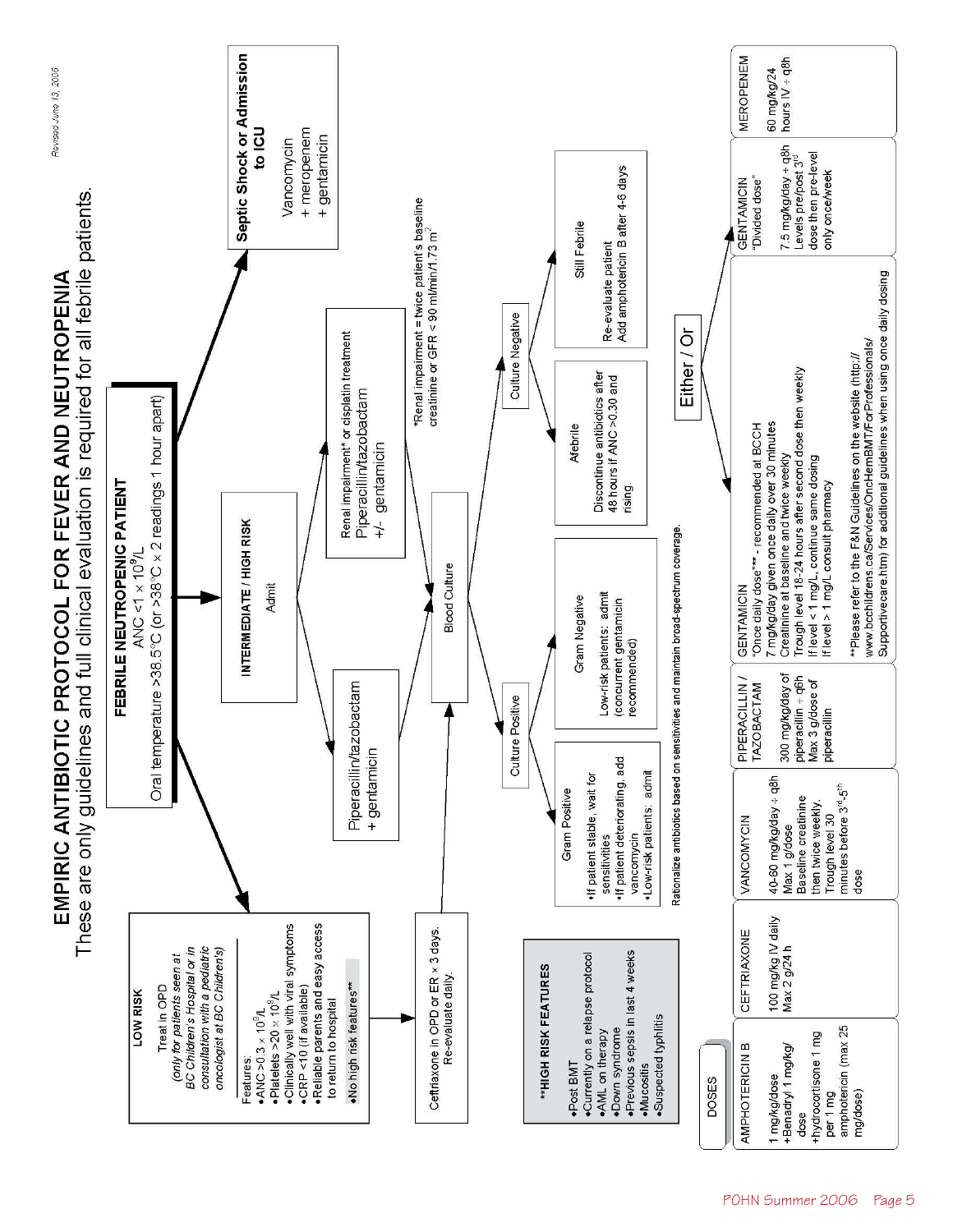# EMPIRIC ANTIBIOTIC PROTOCOL FOR FEVER AND NEUTROPENIA

These are only guidelines and full clinical evaluation is required for all febrile patients.

Revised June 13, 2006

## FEBRILE NEUTROPENIC PATIENT

ANC $<1 \times 10^9$/L

Oral temperature >38.5°C (or >38°C × 2 readings 1 hour apart)

### LOW RISK

Treat in OPD

*(only for patients seen at BC Children's Hospital or in consultation with a pediatric oncologist at BC Children's)*

Features:

- ANC $>0.3 \times 10^9$/L
- Platelets $>20 \times 10^9$/L
- Clinically well with viral symptoms
- CRP <10 (if available)
- Reliable parents and easy access to return to hospital
- No high risk features**

→ Ceftriaxone in OPD or ER × 3 days. Re-evaluate daily.

### INTERMEDIATE / HIGH RISK

Admit

- Piperacillin/tazobactam + gentamicin
- Renal impairment* or cisplatin treatment: Piperacillin/tazobactam +/- gentamicin

*Renal impairment = twice patient's baseline creatinine or GFR < 90 ml/min/1.73 m²

### Septic Shock or Admission to ICU

Vancomycin + meropenem + gentamicin

### **HIGH RISK FEATURES

- Post BMT
- Currently on a relapse protocol
- AML on therapy
- Down syndrome
- Previous sepsis in last 4 weeks
- Mucositis
- Suspected typhlitis

### Blood Culture

**Culture Positive**

- Gram Positive
  - If patient stable, wait for sensitivities
  - If patient deteriorating, add vancomycin
  - Low-risk patients: admit
- Gram Negative
  - Low-risk patients: admit (concurrent gentamicin recommended)

**Culture Negative**

- Afebrile
  - Discontinue antibiotics after 48 hours if ANC >0.30 and rising.
- Still Febrile
  - Re-evaluate patient
  - Add amphotericin B after 4-6 days

Rationalize antibiotics based on sensitivities and maintain broad-spectrum coverage.

## DOSES

| AMPHOTERICIN B | CEFTRIAXONE | VANCOMYCIN | PIPERACILLIN / TAZOBACTAM | GENTAMICIN "Once daily dose"** - recommended at BCCH | GENTAMICIN "Divided dose" | MEROPENEM |
|---|---|---|---|---|---|---|
| 1 mg/kg/dose +Benadryl 1 mg/kg/dose +hydrocortisone 1 mg per 1 mg amphotericin (max 25 mg/dose) | 100 mg/kg IV daily Max 2 g/24 h | 40-60 mg/kg/day ÷ q8h Max 1 g/dose Baseline creatinine then twice weekly. Trough level 30 minutes before 3rd-5th dose | 300 mg/kg/day of piperacillin ÷ q6h Max 3 g/dose of piperacillin | 7 mg/kg/day given once daily over 30 minutes Creatinine at baseline and twice weekly Trough level 18-24 hours after second dose then weekly If level < 1 mg/L, continue same dosing If level > 1 mg/L consult pharmacy | 7.5 mg/kg/day ÷ q8h Levels pre/post 3rd dose then pre-level only once/week | 60 mg/kg/24 hours IV ÷ q8h |

Either / Or (Gentamicin once daily dose or divided dose)

**Please refer to the F&N Guidelines on the website (http://www.bcchildrens.ca/Services/OncHemBMT/ForProfessionals/Supportivecare.htm) for additional guidelines when using once daily dosing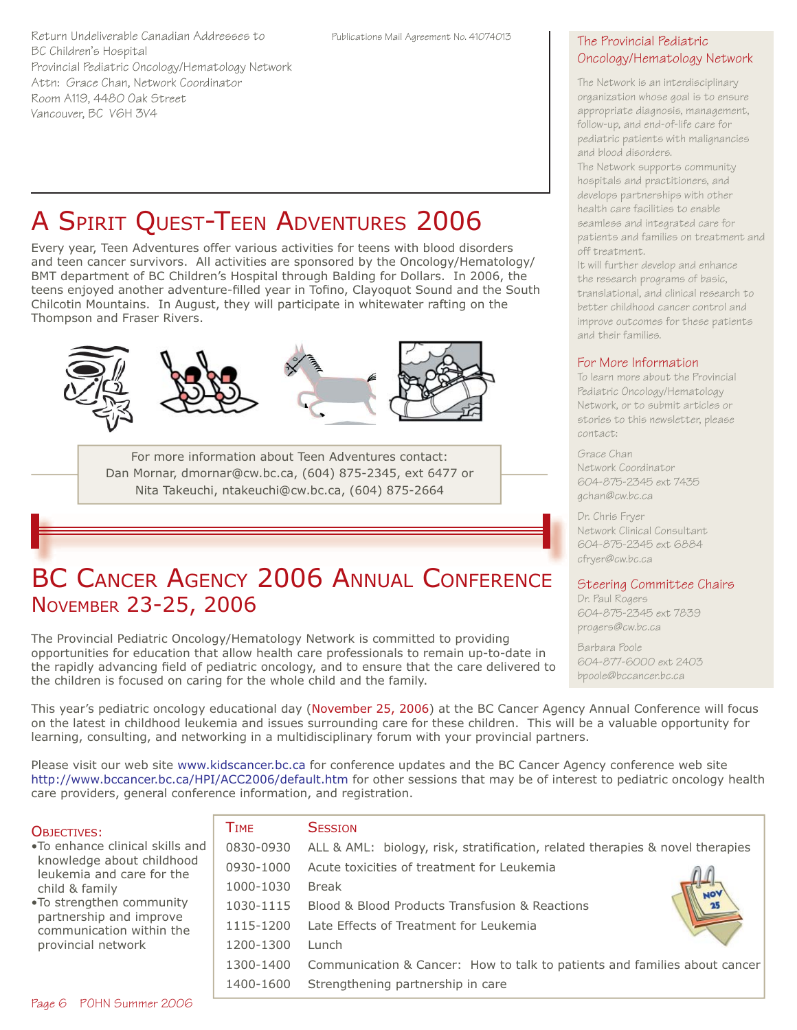Return Undeliverable Canadian Addresses to
BC Children's Hospital
Provincial Pediatric Oncology/Hematology Network
Attn: Grace Chan, Network Coordinator
Room A119, 4480 Oak Street
Vancouver, BC V6H 3V4

Publications Mail Agreement No. 41074013

# A Spirit Quest-Teen Adventures 2006

Every year, Teen Adventures offer various activities for teens with blood disorders and teen cancer survivors. All activities are sponsored by the Oncology/Hematology/BMT department of BC Children's Hospital through Balding for Dollars. In 2006, the teens enjoyed another adventure-filled year in Tofino, Clayoquot Sound and the South Chilcotin Mountains. In August, they will participate in whitewater rafting on the Thompson and Fraser Rivers.

For more information about Teen Adventures contact:
Dan Mornar, dmornar@cw.bc.ca, (604) 875-2345, ext 6477 or
Nita Takeuchi, ntakeuchi@cw.bc.ca, (604) 875-2664

# BC Cancer Agency 2006 Annual Conference

## November 23-25, 2006

The Provincial Pediatric Oncology/Hematology Network is committed to providing opportunities for education that allow health care professionals to remain up-to-date in the rapidly advancing field of pediatric oncology, and to ensure that the care delivered to the children is focused on caring for the whole child and the family.

This year's pediatric oncology educational day (November 25, 2006) at the BC Cancer Agency Annual Conference will focus on the latest in childhood leukemia and issues surrounding care for these children. This will be a valuable opportunity for learning, consulting, and networking in a multidisciplinary forum with your provincial partners.

Please visit our web site www.kidscancer.bc.ca for conference updates and the BC Cancer Agency conference web site http://www.bccancer.bc.ca/HPI/ACC2006/default.htm for other sessions that may be of interest to pediatric oncology health care providers, general conference information, and registration.

**Objectives:**

- To enhance clinical skills and knowledge about childhood leukemia and care for the child & family
- To strengthen community partnership and improve communication within the provincial network

| Time | Session |
|---|---|
| 0830-0930 | ALL & AML: biology, risk, stratification, related therapies & novel therapies |
| 0930-1000 | Acute toxicities of treatment for Leukemia |
| 1000-1030 | Break |
| 1030-1115 | Blood & Blood Products Transfusion & Reactions |
| 1115-1200 | Late Effects of Treatment for Leukemia |
| 1200-1300 | Lunch |
| 1300-1400 | Communication & Cancer: How to talk to patients and families about cancer |
| 1400-1600 | Strengthening partnership in care |

### The Provincial Pediatric Oncology/Hematology Network

The Network is an interdisciplinary organization whose goal is to ensure appropriate diagnosis, management, follow-up, and end-of-life care for pediatric patients with malignancies and blood disorders.
The Network supports community hospitals and practitioners, and develops partnerships with other health care facilities to enable seamless and integrated care for patients and families on treatment and off treatment.
It will further develop and enhance the research programs of basic, translational, and clinical research to better childhood cancer control and improve outcomes for these patients and their families.

### For More Information

To learn more about the Provincial Pediatric Oncology/Hematology Network, or to submit articles or stories to this newsletter, please contact:

Grace Chan
Network Coordinator
604-875-2345 ext 7435
gchan@cw.bc.ca

Dr. Chris Fryer
Network Clinical Consultant
604-875-2345 ext 6884
cfryer@cw.bc.ca

### Steering Committee Chairs

Dr. Paul Rogers
604-875-2345 ext 7839
progers@cw.bc.ca

Barbara Poole
604-877-6000 ext 2403
bpoole@bccancer.bc.ca